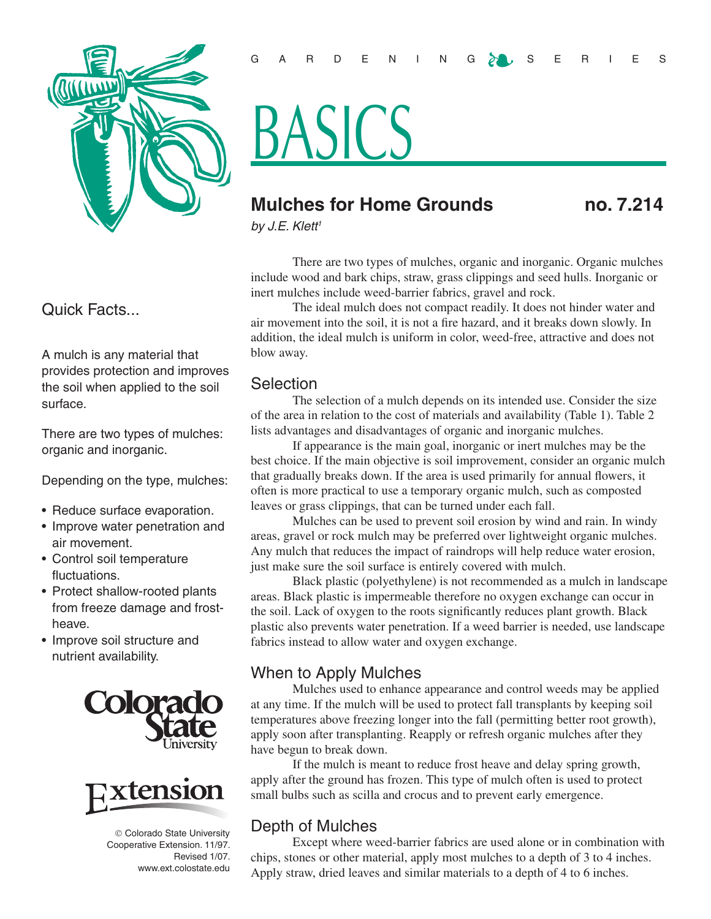GARDENING SERIES

# BASICS

## Mulches for Home Grounds no. 7.214

*by J.E. Klett*[1]

### Quick Facts...

A mulch is any material that provides protection and improves the soil when applied to the soil surface.

There are two types of mulches: organic and inorganic.

Depending on the type, mulches:

- Reduce surface evaporation.
- Improve water penetration and air movement.
- Control soil temperature fluctuations.
- Protect shallow-rooted plants from freeze damage and frost-heave.
- Improve soil structure and nutrient availability.

© Colorado State University Cooperative Extension. 11/97. Revised 1/07. www.ext.colostate.edu

There are two types of mulches, organic and inorganic. Organic mulches include wood and bark chips, straw, grass clippings and seed hulls. Inorganic or inert mulches include weed-barrier fabrics, gravel and rock.

The ideal mulch does not compact readily. It does not hinder water and air movement into the soil, it is not a fire hazard, and it breaks down slowly. In addition, the ideal mulch is uniform in color, weed-free, attractive and does not blow away.

### Selection

The selection of a mulch depends on its intended use. Consider the size of the area in relation to the cost of materials and availability (Table 1). Table 2 lists advantages and disadvantages of organic and inorganic mulches.

If appearance is the main goal, inorganic or inert mulches may be the best choice. If the main objective is soil improvement, consider an organic mulch that gradually breaks down. If the area is used primarily for annual flowers, it often is more practical to use a temporary organic mulch, such as composted leaves or grass clippings, that can be turned under each fall.

Mulches can be used to prevent soil erosion by wind and rain. In windy areas, gravel or rock mulch may be preferred over lightweight organic mulches. Any mulch that reduces the impact of raindrops will help reduce water erosion, just make sure the soil surface is entirely covered with mulch.

Black plastic (polyethylene) is not recommended as a mulch in landscape areas. Black plastic is impermeable therefore no oxygen exchange can occur in the soil. Lack of oxygen to the roots significantly reduces plant growth. Black plastic also prevents water penetration. If a weed barrier is needed, use landscape fabrics instead to allow water and oxygen exchange.

### When to Apply Mulches

Mulches used to enhance appearance and control weeds may be applied at any time. If the mulch will be used to protect fall transplants by keeping soil temperatures above freezing longer into the fall (permitting better root growth), apply soon after transplanting. Reapply or refresh organic mulches after they have begun to break down.

If the mulch is meant to reduce frost heave and delay spring growth, apply after the ground has frozen. This type of mulch often is used to protect small bulbs such as scilla and crocus and to prevent early emergence.

### Depth of Mulches

Except where weed-barrier fabrics are used alone or in combination with chips, stones or other material, apply most mulches to a depth of 3 to 4 inches. Apply straw, dried leaves and similar materials to a depth of 4 to 6 inches.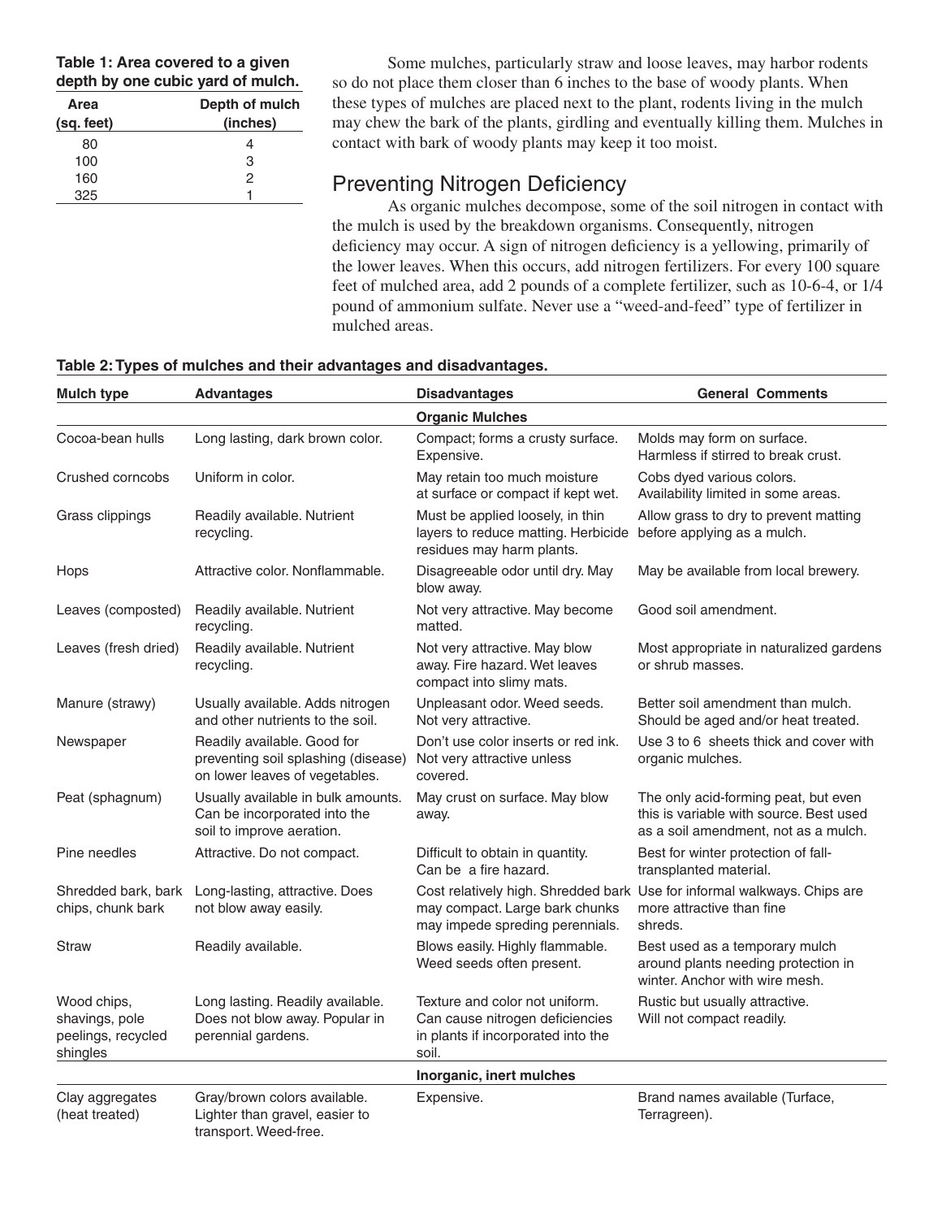**Table 1: Area covered to a given depth by one cubic yard of mulch.**

| Area (sq. feet) | Depth of mulch (inches) |
|---|---|
| 80 | 4 |
| 100 | 3 |
| 160 | 2 |
| 325 | 1 |

Some mulches, particularly straw and loose leaves, may harbor rodents so do not place them closer than 6 inches to the base of woody plants. When these types of mulches are placed next to the plant, rodents living in the mulch may chew the bark of the plants, girdling and eventually killing them. Mulches in contact with bark of woody plants may keep it too moist.

## Preventing Nitrogen Deficiency

As organic mulches decompose, some of the soil nitrogen in contact with the mulch is used by the breakdown organisms. Consequently, nitrogen deficiency may occur. A sign of nitrogen deficiency is a yellowing, primarily of the lower leaves. When this occurs, add nitrogen fertilizers. For every 100 square feet of mulched area, add 2 pounds of a complete fertilizer, such as 10-6-4, or 1/4 pound of ammonium sulfate. Never use a "weed-and-feed" type of fertilizer in mulched areas.

**Table 2: Types of mulches and their advantages and disadvantages.**

| Mulch type | Advantages | Disadvantages | General Comments |
|---|---|---|---|
| | | **Organic Mulches** | |
| Cocoa-bean hulls | Long lasting, dark brown color. | Compact; forms a crusty surface. Expensive. | Molds may form on surface. Harmless if stirred to break crust. |
| Crushed corncobs | Uniform in color. | May retain too much moisture at surface or compact if kept wet. | Cobs dyed various colors. Availability limited in some areas. |
| Grass clippings | Readily available. Nutrient recycling. | Must be applied loosely, in thin layers to reduce matting. Herbicide residues may harm plants. | Allow grass to dry to prevent matting before applying as a mulch. |
| Hops | Attractive color. Nonflammable. | Disagreeable odor until dry. May blow away. | May be available from local brewery. |
| Leaves (composted) | Readily available. Nutrient recycling. | Not very attractive. May become matted. | Good soil amendment. |
| Leaves (fresh dried) | Readily available. Nutrient recycling. | Not very attractive. May blow away. Fire hazard. Wet leaves compact into slimy mats. | Most appropriate in naturalized gardens or shrub masses. |
| Manure (strawy) | Usually available. Adds nitrogen and other nutrients to the soil. | Unpleasant odor. Weed seeds. Not very attractive. | Better soil amendment than mulch. Should be aged and/or heat treated. |
| Newspaper | Readily available. Good for preventing soil splashing (disease) on lower leaves of vegetables. | Don't use color inserts or red ink. Not very attractive unless covered. | Use 3 to 6 sheets thick and cover with organic mulches. |
| Peat (sphagnum) | Usually available in bulk amounts. Can be incorporated into the soil to improve aeration. | May crust on surface. May blow away. | The only acid-forming peat, but even this is variable with source. Best used as a soil amendment, not as a mulch. |
| Pine needles | Attractive. Do not compact. | Difficult to obtain in quantity. Can be a fire hazard. | Best for winter protection of fall-transplanted material. |
| Shredded bark, bark chips, chunk bark | Long-lasting, attractive. Does not blow away easily. | Cost relatively high. Shredded bark may compact. Large bark chunks may impede spreding perennials. | Use for informal walkways. Chips are more attractive than fine shreds. |
| Straw | Readily available. | Blows easily. Highly flammable. Weed seeds often present. | Best used as a temporary mulch around plants needing protection in winter. Anchor with wire mesh. |
| Wood chips, shavings, pole peelings, recycled shingles | Long lasting. Readily available. Does not blow away. Popular in perennial gardens. | Texture and color not uniform. Can cause nitrogen deficiencies in plants if incorporated into the soil. | Rustic but usually attractive. Will not compact readily. |
| | | **Inorganic, inert mulches** | |
| Clay aggregates (heat treated) | Gray/brown colors available. Lighter than gravel, easier to transport. Weed-free. | Expensive. | Brand names available (Turface, Terragreen). |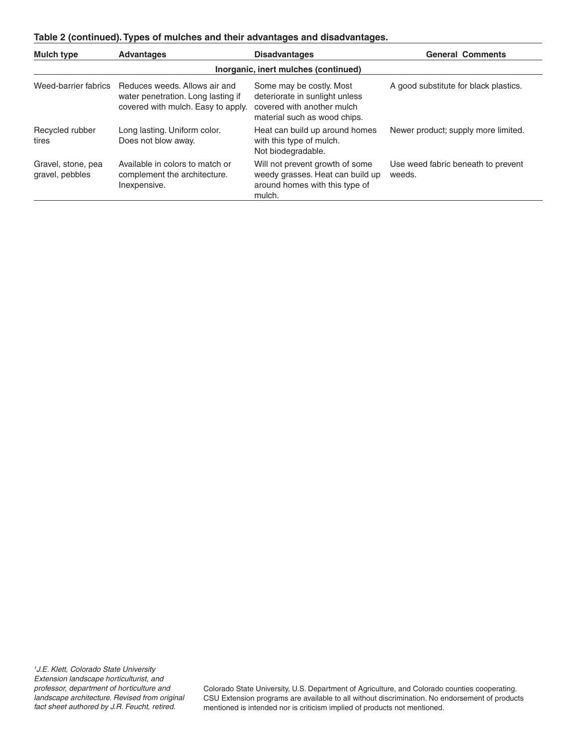**Table 2 (continued). Types of mulches and their advantages and disadvantages.**

| Mulch type | Advantages | Disadvantages | General Comments |
|---|---|---|---|
| | | **Inorganic, inert mulches (continued)** | |
| Weed-barrier fabrics | Reduces weeds. Allows air and water penetration. Long lasting if covered with mulch. Easy to apply. | Some may be costly. Most deteriorate in sunlight unless covered with another mulch material such as wood chips. | A good substitute for black plastics. |
| Recycled rubber tires | Long lasting. Uniform color. Does not blow away. | Heat can build up around homes with this type of mulch. Not biodegradable. | Newer product; supply more limited. |
| Gravel, stone, pea gravel, pebbles | Available in colors to match or complement the architecture. Inexpensive. | Will not prevent growth of some weedy grasses. Heat can build up around homes with this type of mulch. | Use weed fabric beneath to prevent weeds. |

[1]*J.E. Klett, Colorado State University Extension landscape horticulturist, and professor, department of horticulture and landscape architecture. Revised from original fact sheet authored by J.R. Feucht, retired.*

Colorado State University, U.S. Department of Agriculture, and Colorado counties cooperating. CSU Extension programs are available to all without discrimination. No endorsement of products mentioned is intended nor is criticism implied of products not mentioned.